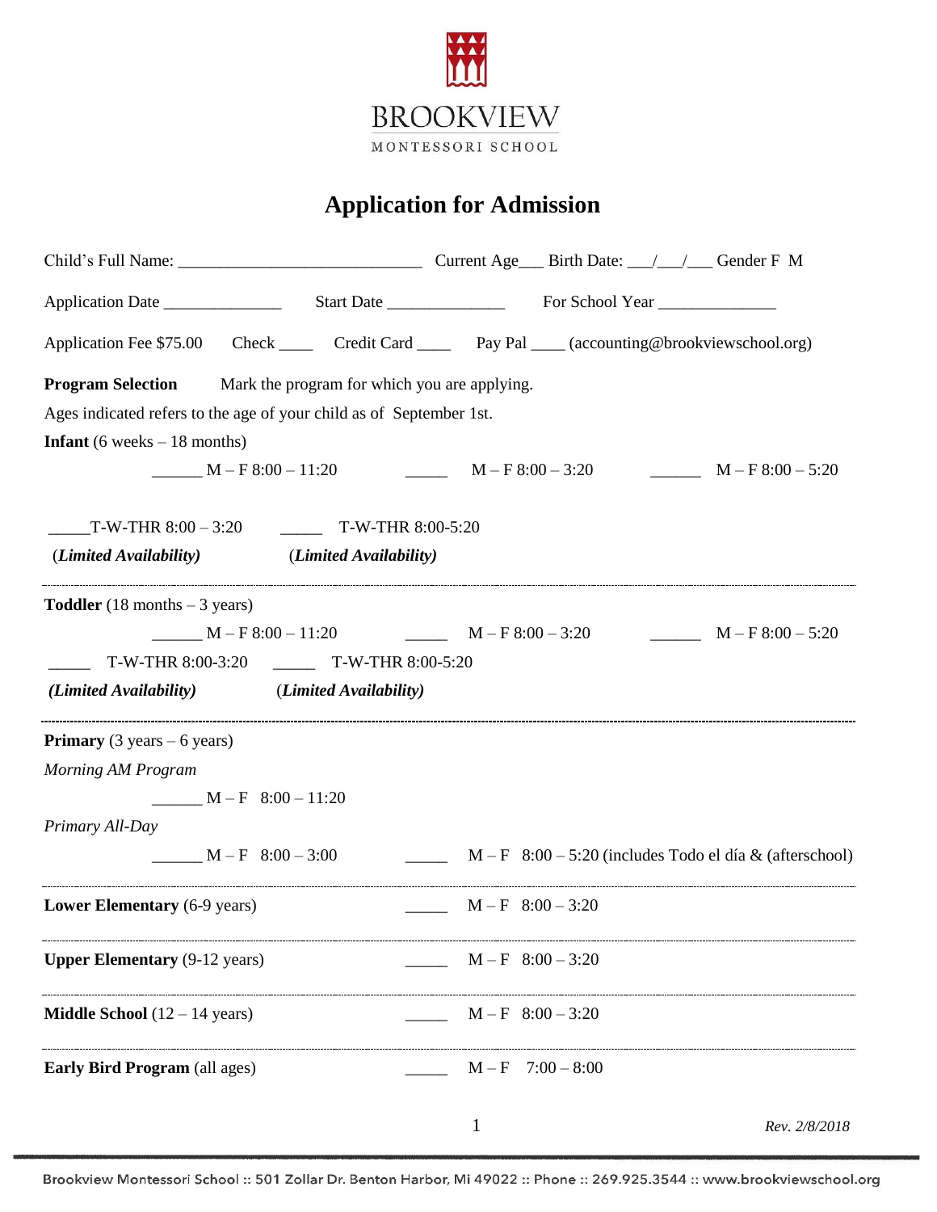BROOKVIEW

MONTESSORI SCHOOL

# Application for Admission

Child's Full Name: ____________________________ Current Age___ Birth Date: ___/___/___ Gender F M

Application Date ______________ Start Date ______________ For School Year ______________

Application Fee $75.00 Check ____ Credit Card ____ Pay Pal ____ (accounting@brookviewschool.org)

**Program Selection** Mark the program for which you are applying.

Ages indicated refers to the age of your child as of September 1st.

**Infant** (6 weeks – 18 months)

______ M – F 8:00 – 11:20 _____ M – F 8:00 – 3:20 ______ M – F 8:00 – 5:20

_____T-W-THR 8:00 – 3:20 (*Limited Availability*) _____ T-W-THR 8:00-5:20 (*Limited Availability*)

---

**Toddler** (18 months – 3 years)

______ M – F 8:00 – 11:20 _____ M – F 8:00 – 3:20 ______ M – F 8:00 – 5:20

_____ T-W-THR 8:00-3:20 (***Limited Availability***) _____ T-W-THR 8:00-5:20 (***Limited Availability***)

---

**Primary** (3 years – 6 years)

*Morning AM Program*

______ M – F 8:00 – 11:20

*Primary All-Day*

______ M – F 8:00 – 3:00 _____ M – F 8:00 – 5:20 (includes Todo el día & (afterschool)

---

**Lower Elementary** (6-9 years) _____ M – F 8:00 – 3:20

---

**Upper Elementary** (9-12 years) _____ M – F 8:00 – 3:20

---

**Middle School** (12 – 14 years) _____ M – F 8:00 – 3:20

---

**Early Bird Program** (all ages) _____ M – F 7:00 – 8:00

*Rev. 2/8/2018*

Brookview Montessori School :: 501 Zollar Dr. Benton Harbor, Mi 49022 :: Phone :: 269.925.3544 :: www.brookviewschool.org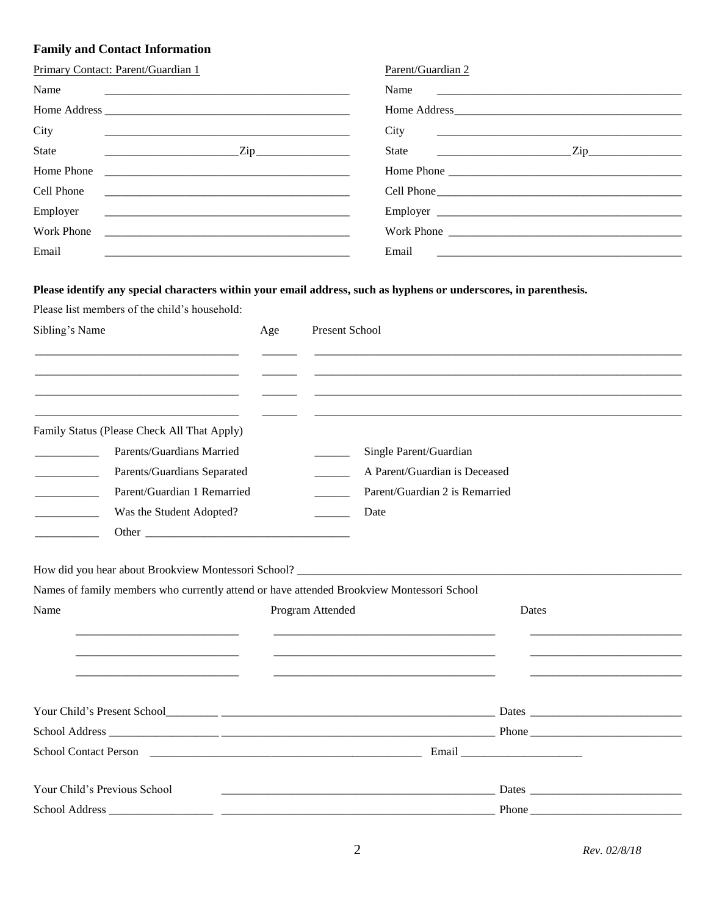## Family and Contact Information

| Primary Contact: Parent/Guardian 1 | | Parent/Guardian 2 | |
|---|---|---|---|
| Name | ______________________ | Name | ______________________ |
| Home Address | ______________________ | Home Address | ______________________ |
| City | ______________________ | City | ______________________ |
| State | ____________ Zip ____________ | State | ____________ Zip ____________ |
| Home Phone | ______________________ | Home Phone | ______________________ |
| Cell Phone | ______________________ | Cell Phone | ______________________ |
| Employer | ______________________ | Employer | ______________________ |
| Work Phone | ______________________ | Work Phone | ______________________ |
| Email | ______________________ | Email | ______________________ |

**Please identify any special characters within your email address, such as hyphens or underscores, in parenthesis.**

Please list members of the child's household:

| Sibling's Name | Age | Present School |
|---|---|---|
| | | |
| | | |
| | | |
| | | |

Family Status (Please Check All That Apply)

| | | | |
|---|---|---|---|
| ______ | Parents/Guardians Married | ______ | Single Parent/Guardian |
| ______ | Parents/Guardians Separated | ______ | A Parent/Guardian is Deceased |
| ______ | Parent/Guardian 1 Remarried | ______ | Parent/Guardian 2 is Remarried |
| ______ | Was the Student Adopted? | ______ | Date |
| ______ | Other ______________________ | | |

How did you hear about Brookview Montessori School? ______________________

Names of family members who currently attend or have attended Brookview Montessori School

| Name | Program Attended | Dates |
|---|---|---|
| | | |
| | | |
| | | |

Your Child's Present School ______________________ Dates ______________

School Address ______________________ Phone ______________

School Contact Person ______________________ Email ______________

Your Child's Previous School ______________________ Dates ______________

School Address ______________________ Phone ______________

*Rev. 02/8/18*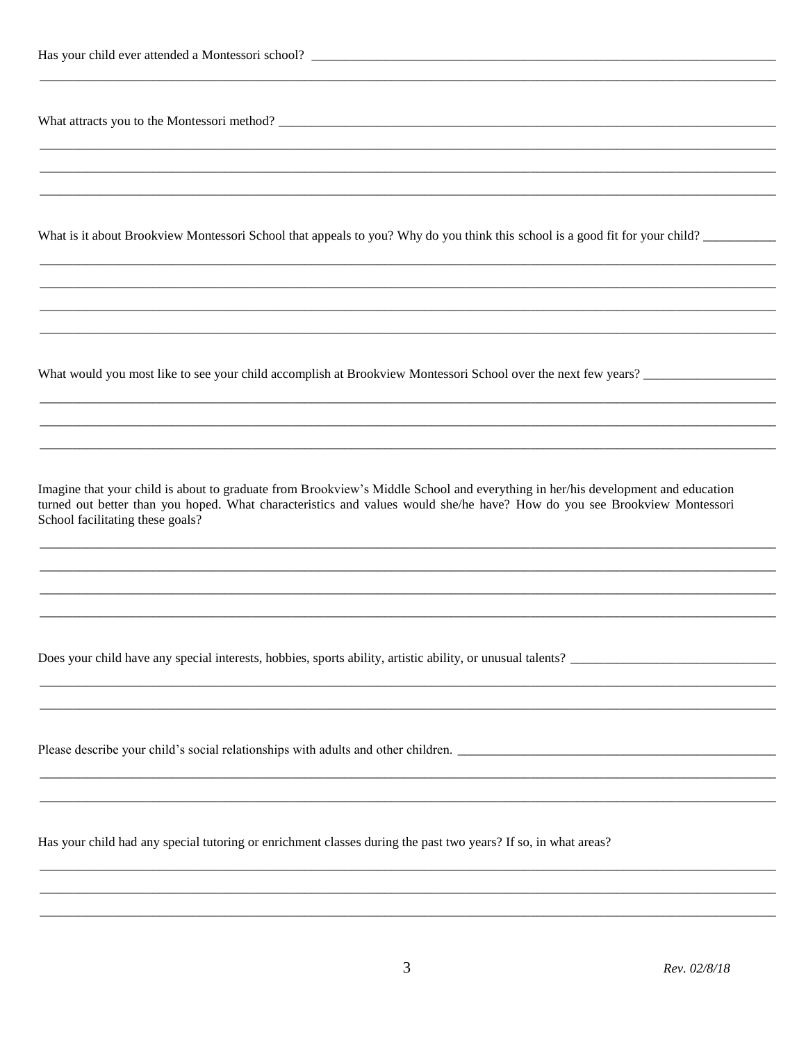Has your child ever attended a Montessori school? \_\_\_\_\_\_\_\_\_\_\_\_\_\_\_\_\_\_\_\_\_\_\_\_\_\_\_\_\_\_\_\_\_\_\_\_\_\_\_\_

\_\_\_\_\_\_\_\_\_\_\_\_\_\_\_\_\_\_\_\_\_\_\_\_\_\_\_\_\_\_\_\_\_\_\_\_\_\_\_\_\_\_\_\_\_\_\_\_\_\_\_\_\_\_\_\_\_\_\_\_\_\_\_\_\_\_

What attracts you to the Montessori method? \_\_\_\_\_\_\_\_\_\_\_\_\_\_\_\_\_\_\_\_\_\_\_\_\_\_\_\_\_\_\_\_\_\_\_\_\_\_\_\_\_\_

\_\_\_\_\_\_\_\_\_\_\_\_\_\_\_\_\_\_\_\_\_\_\_\_\_\_\_\_\_\_\_\_\_\_\_\_\_\_\_\_\_\_\_\_\_\_\_\_\_\_\_\_\_\_\_\_\_\_\_\_\_\_\_\_\_\_

\_\_\_\_\_\_\_\_\_\_\_\_\_\_\_\_\_\_\_\_\_\_\_\_\_\_\_\_\_\_\_\_\_\_\_\_\_\_\_\_\_\_\_\_\_\_\_\_\_\_\_\_\_\_\_\_\_\_\_\_\_\_\_\_\_\_

\_\_\_\_\_\_\_\_\_\_\_\_\_\_\_\_\_\_\_\_\_\_\_\_\_\_\_\_\_\_\_\_\_\_\_\_\_\_\_\_\_\_\_\_\_\_\_\_\_\_\_\_\_\_\_\_\_\_\_\_\_\_\_\_\_\_

What is it about Brookview Montessori School that appeals to you? Why do you think this school is a good fit for your child? \_\_\_\_\_\_\_\_\_\_\_

\_\_\_\_\_\_\_\_\_\_\_\_\_\_\_\_\_\_\_\_\_\_\_\_\_\_\_\_\_\_\_\_\_\_\_\_\_\_\_\_\_\_\_\_\_\_\_\_\_\_\_\_\_\_\_\_\_\_\_\_\_\_\_\_\_\_

\_\_\_\_\_\_\_\_\_\_\_\_\_\_\_\_\_\_\_\_\_\_\_\_\_\_\_\_\_\_\_\_\_\_\_\_\_\_\_\_\_\_\_\_\_\_\_\_\_\_\_\_\_\_\_\_\_\_\_\_\_\_\_\_\_\_

\_\_\_\_\_\_\_\_\_\_\_\_\_\_\_\_\_\_\_\_\_\_\_\_\_\_\_\_\_\_\_\_\_\_\_\_\_\_\_\_\_\_\_\_\_\_\_\_\_\_\_\_\_\_\_\_\_\_\_\_\_\_\_\_\_\_

\_\_\_\_\_\_\_\_\_\_\_\_\_\_\_\_\_\_\_\_\_\_\_\_\_\_\_\_\_\_\_\_\_\_\_\_\_\_\_\_\_\_\_\_\_\_\_\_\_\_\_\_\_\_\_\_\_\_\_\_\_\_\_\_\_\_

What would you most like to see your child accomplish at Brookview Montessori School over the next few years? \_\_\_\_\_\_\_\_\_\_\_\_\_\_\_\_\_\_\_\_

\_\_\_\_\_\_\_\_\_\_\_\_\_\_\_\_\_\_\_\_\_\_\_\_\_\_\_\_\_\_\_\_\_\_\_\_\_\_\_\_\_\_\_\_\_\_\_\_\_\_\_\_\_\_\_\_\_\_\_\_\_\_\_\_\_\_

\_\_\_\_\_\_\_\_\_\_\_\_\_\_\_\_\_\_\_\_\_\_\_\_\_\_\_\_\_\_\_\_\_\_\_\_\_\_\_\_\_\_\_\_\_\_\_\_\_\_\_\_\_\_\_\_\_\_\_\_\_\_\_\_\_\_

\_\_\_\_\_\_\_\_\_\_\_\_\_\_\_\_\_\_\_\_\_\_\_\_\_\_\_\_\_\_\_\_\_\_\_\_\_\_\_\_\_\_\_\_\_\_\_\_\_\_\_\_\_\_\_\_\_\_\_\_\_\_\_\_\_\_

Imagine that your child is about to graduate from Brookview's Middle School and everything in her/his development and education turned out better than you hoped. What characteristics and values would she/he have? How do you see Brookview Montessori School facilitating these goals?

\_\_\_\_\_\_\_\_\_\_\_\_\_\_\_\_\_\_\_\_\_\_\_\_\_\_\_\_\_\_\_\_\_\_\_\_\_\_\_\_\_\_\_\_\_\_\_\_\_\_\_\_\_\_\_\_\_\_\_\_\_\_\_\_\_\_

\_\_\_\_\_\_\_\_\_\_\_\_\_\_\_\_\_\_\_\_\_\_\_\_\_\_\_\_\_\_\_\_\_\_\_\_\_\_\_\_\_\_\_\_\_\_\_\_\_\_\_\_\_\_\_\_\_\_\_\_\_\_\_\_\_\_

\_\_\_\_\_\_\_\_\_\_\_\_\_\_\_\_\_\_\_\_\_\_\_\_\_\_\_\_\_\_\_\_\_\_\_\_\_\_\_\_\_\_\_\_\_\_\_\_\_\_\_\_\_\_\_\_\_\_\_\_\_\_\_\_\_\_

\_\_\_\_\_\_\_\_\_\_\_\_\_\_\_\_\_\_\_\_\_\_\_\_\_\_\_\_\_\_\_\_\_\_\_\_\_\_\_\_\_\_\_\_\_\_\_\_\_\_\_\_\_\_\_\_\_\_\_\_\_\_\_\_\_\_

Does your child have any special interests, hobbies, sports ability, artistic ability, or unusual talents? \_\_\_\_\_\_\_\_\_\_\_\_\_\_\_\_\_\_\_\_\_\_\_\_\_\_\_\_\_\_\_

\_\_\_\_\_\_\_\_\_\_\_\_\_\_\_\_\_\_\_\_\_\_\_\_\_\_\_\_\_\_\_\_\_\_\_\_\_\_\_\_\_\_\_\_\_\_\_\_\_\_\_\_\_\_\_\_\_\_\_\_\_\_\_\_\_\_

\_\_\_\_\_\_\_\_\_\_\_\_\_\_\_\_\_\_\_\_\_\_\_\_\_\_\_\_\_\_\_\_\_\_\_\_\_\_\_\_\_\_\_\_\_\_\_\_\_\_\_\_\_\_\_\_\_\_\_\_\_\_\_\_\_\_

Please describe your child's social relationships with adults and other children. \_\_\_\_\_\_\_\_\_\_\_\_\_\_\_\_\_\_\_\_\_\_\_\_\_\_\_\_\_\_\_\_\_\_\_\_\_\_\_\_\_\_\_\_\_\_\_\_\_\_\_

\_\_\_\_\_\_\_\_\_\_\_\_\_\_\_\_\_\_\_\_\_\_\_\_\_\_\_\_\_\_\_\_\_\_\_\_\_\_\_\_\_\_\_\_\_\_\_\_\_\_\_\_\_\_\_\_\_\_\_\_\_\_\_\_\_\_

\_\_\_\_\_\_\_\_\_\_\_\_\_\_\_\_\_\_\_\_\_\_\_\_\_\_\_\_\_\_\_\_\_\_\_\_\_\_\_\_\_\_\_\_\_\_\_\_\_\_\_\_\_\_\_\_\_\_\_\_\_\_\_\_\_\_

Has your child had any special tutoring or enrichment classes during the past two years? If so, in what areas?

\_\_\_\_\_\_\_\_\_\_\_\_\_\_\_\_\_\_\_\_\_\_\_\_\_\_\_\_\_\_\_\_\_\_\_\_\_\_\_\_\_\_\_\_\_\_\_\_\_\_\_\_\_\_\_\_\_\_\_\_\_\_\_\_\_\_

\_\_\_\_\_\_\_\_\_\_\_\_\_\_\_\_\_\_\_\_\_\_\_\_\_\_\_\_\_\_\_\_\_\_\_\_\_\_\_\_\_\_\_\_\_\_\_\_\_\_\_\_\_\_\_\_\_\_\_\_\_\_\_\_\_\_

\_\_\_\_\_\_\_\_\_\_\_\_\_\_\_\_\_\_\_\_\_\_\_\_\_\_\_\_\_\_\_\_\_\_\_\_\_\_\_\_\_\_\_\_\_\_\_\_\_\_\_\_\_\_\_\_\_\_\_\_\_\_\_\_\_\_

*Rev. 02/8/18*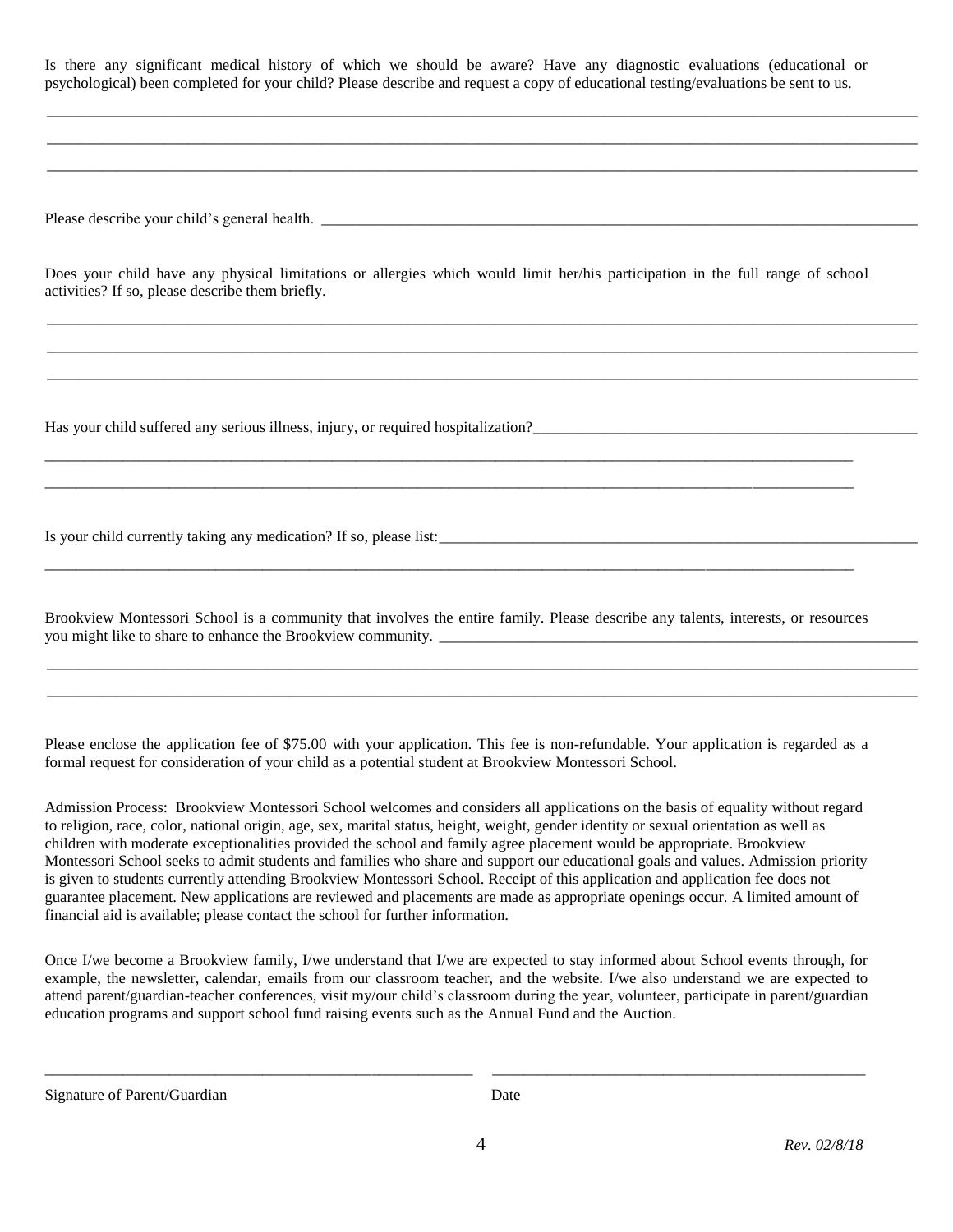Is there any significant medical history of which we should be aware? Have any diagnostic evaluations (educational or psychological) been completed for your child? Please describe and request a copy of educational testing/evaluations be sent to us.

______________________________________________________________________________________________

______________________________________________________________________________________________

______________________________________________________________________________________________

Please describe your child's general health. ______________________________________________________________

Does your child have any physical limitations or allergies which would limit her/his participation in the full range of school activities? If so, please describe them briefly.

______________________________________________________________________________________________

______________________________________________________________________________________________

______________________________________________________________________________________________

Has your child suffered any serious illness, injury, or required hospitalization?_______________________________________

__________________________________________________________________________________________

__________________________________________________________________________________________

Is your child currently taking any medication? If so, please list:___________________________________________________

__________________________________________________________________________________________

Brookview Montessori School is a community that involves the entire family. Please describe any talents, interests, or resources you might like to share to enhance the Brookview community. ________________________________________________

______________________________________________________________________________________________

______________________________________________________________________________________________

Please enclose the application fee of $75.00 with your application. This fee is non-refundable. Your application is regarded as a formal request for consideration of your child as a potential student at Brookview Montessori School.

Admission Process: Brookview Montessori School welcomes and considers all applications on the basis of equality without regard to religion, race, color, national origin, age, sex, marital status, height, weight, gender identity or sexual orientation as well as children with moderate exceptionalities provided the school and family agree placement would be appropriate. Brookview Montessori School seeks to admit students and families who share and support our educational goals and values. Admission priority is given to students currently attending Brookview Montessori School. Receipt of this application and application fee does not guarantee placement. New applications are reviewed and placements are made as appropriate openings occur. A limited amount of financial aid is available; please contact the school for further information.

Once I/we become a Brookview family, I/we understand that I/we are expected to stay informed about School events through, for example, the newsletter, calendar, emails from our classroom teacher, and the website. I/we also understand we are expected to attend parent/guardian-teacher conferences, visit my/our child's classroom during the year, volunteer, participate in parent/guardian education programs and support school fund raising events such as the Annual Fund and the Auction.

_____________________________________________ _________________________________________

Signature of Parent/Guardian Date

*Rev. 02/8/18*